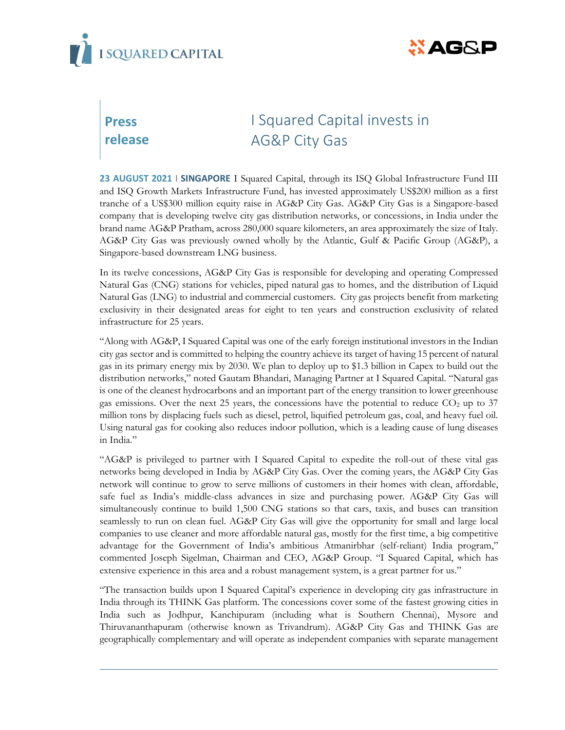I SQUARED CAPITAL

AG&P

**Press release**

# I Squared Capital invests in AG&P City Gas

**23 AUGUST 2021 | SINGAPORE** I Squared Capital, through its ISQ Global Infrastructure Fund III and ISQ Growth Markets Infrastructure Fund, has invested approximately US$200 million as a first tranche of a US$300 million equity raise in AG&P City Gas. AG&P City Gas is a Singapore-based company that is developing twelve city gas distribution networks, or concessions, in India under the brand name AG&P Pratham, across 280,000 square kilometers, an area approximately the size of Italy. AG&P City Gas was previously owned wholly by the Atlantic, Gulf & Pacific Group (AG&P), a Singapore-based downstream LNG business.

In its twelve concessions, AG&P City Gas is responsible for developing and operating Compressed Natural Gas (CNG) stations for vehicles, piped natural gas to homes, and the distribution of Liquid Natural Gas (LNG) to industrial and commercial customers. City gas projects benefit from marketing exclusivity in their designated areas for eight to ten years and construction exclusivity of related infrastructure for 25 years.

"Along with AG&P, I Squared Capital was one of the early foreign institutional investors in the Indian city gas sector and is committed to helping the country achieve its target of having 15 percent of natural gas in its primary energy mix by 2030. We plan to deploy up to $1.3 billion in Capex to build out the distribution networks," noted Gautam Bhandari, Managing Partner at I Squared Capital. "Natural gas is one of the cleanest hydrocarbons and an important part of the energy transition to lower greenhouse gas emissions. Over the next 25 years, the concessions have the potential to reduce $CO_2$ up to 37 million tons by displacing fuels such as diesel, petrol, liquified petroleum gas, coal, and heavy fuel oil. Using natural gas for cooking also reduces indoor pollution, which is a leading cause of lung diseases in India."

"AG&P is privileged to partner with I Squared Capital to expedite the roll-out of these vital gas networks being developed in India by AG&P City Gas. Over the coming years, the AG&P City Gas network will continue to grow to serve millions of customers in their homes with clean, affordable, safe fuel as India's middle-class advances in size and purchasing power. AG&P City Gas will simultaneously continue to build 1,500 CNG stations so that cars, taxis, and buses can transition seamlessly to run on clean fuel. AG&P City Gas will give the opportunity for small and large local companies to use cleaner and more affordable natural gas, mostly for the first time, a big competitive advantage for the Government of India's ambitious Atmanirbhar (self-reliant) India program," commented Joseph Sigelman, Chairman and CEO, AG&P Group. "I Squared Capital, which has extensive experience in this area and a robust management system, is a great partner for us."

"The transaction builds upon I Squared Capital's experience in developing city gas infrastructure in India through its THINK Gas platform. The concessions cover some of the fastest growing cities in India such as Jodhpur, Kanchipuram (including what is Southern Chennai), Mysore and Thiruvananthapuram (otherwise known as Trivandrum). AG&P City Gas and THINK Gas are geographically complementary and will operate as independent companies with separate management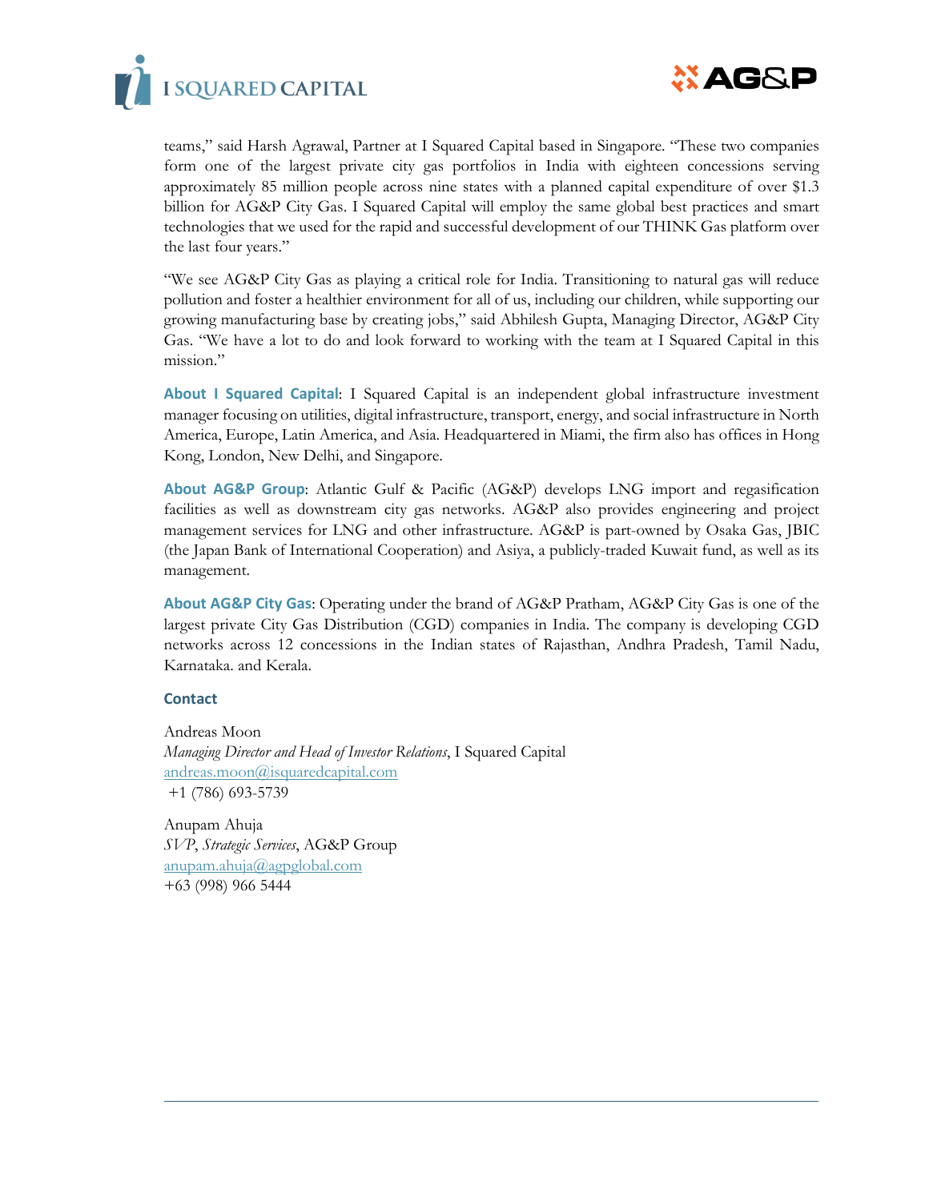teams," said Harsh Agrawal, Partner at I Squared Capital based in Singapore. "These two companies form one of the largest private city gas portfolios in India with eighteen concessions serving approximately 85 million people across nine states with a planned capital expenditure of over $1.3 billion for AG&P City Gas. I Squared Capital will employ the same global best practices and smart technologies that we used for the rapid and successful development of our THINK Gas platform over the last four years."

"We see AG&P City Gas as playing a critical role for India. Transitioning to natural gas will reduce pollution and foster a healthier environment for all of us, including our children, while supporting our growing manufacturing base by creating jobs," said Abhilesh Gupta, Managing Director, AG&P City Gas. "We have a lot to do and look forward to working with the team at I Squared Capital in this mission."

**About I Squared Capital**: I Squared Capital is an independent global infrastructure investment manager focusing on utilities, digital infrastructure, transport, energy, and social infrastructure in North America, Europe, Latin America, and Asia. Headquartered in Miami, the firm also has offices in Hong Kong, London, New Delhi, and Singapore.

**About AG&P Group**: Atlantic Gulf & Pacific (AG&P) develops LNG import and regasification facilities as well as downstream city gas networks. AG&P also provides engineering and project management services for LNG and other infrastructure. AG&P is part-owned by Osaka Gas, JBIC (the Japan Bank of International Cooperation) and Asiya, a publicly-traded Kuwait fund, as well as its management.

**About AG&P City Gas**: Operating under the brand of AG&P Pratham, AG&P City Gas is one of the largest private City Gas Distribution (CGD) companies in India. The company is developing CGD networks across 12 concessions in the Indian states of Rajasthan, Andhra Pradesh, Tamil Nadu, Karnataka. and Kerala.

### Contact

Andreas Moon
*Managing Director and Head of Investor Relations*, I Squared Capital
andreas.moon@isquaredcapital.com
+1 (786) 693-5739

Anupam Ahuja
*SVP, Strategic Services*, AG&P Group
anupam.ahuja@agpglobal.com
+63 (998) 966 5444